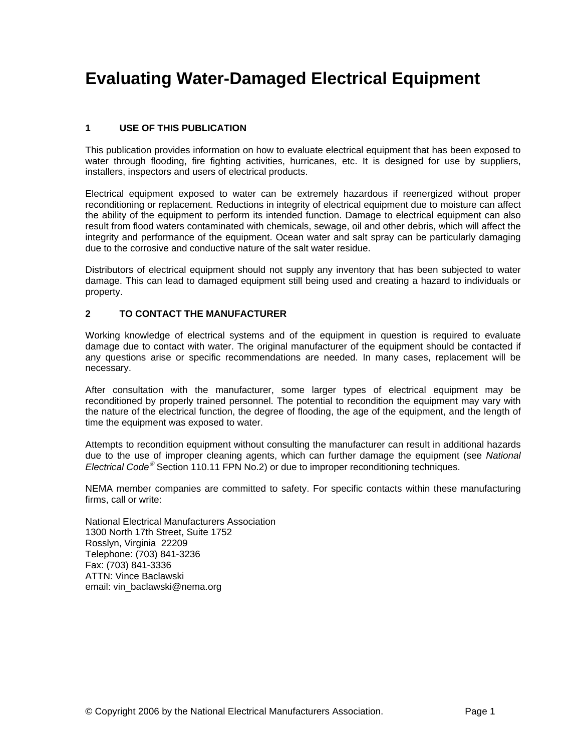# Evaluating Water-Damaged Electrical Equipment

## 1 USE OF THIS PUBLICATION

This publication provides information on how to evaluate electrical equipment that has been exposed to water through flooding, fire fighting activities, hurricanes, etc. It is designed for use by suppliers, installers, inspectors and users of electrical products.

Electrical equipment exposed to water can be extremely hazardous if reenergized without proper reconditioning or replacement. Reductions in integrity of electrical equipment due to moisture can affect the ability of the equipment to perform its intended function. Damage to electrical equipment can also result from flood waters contaminated with chemicals, sewage, oil and other debris, which will affect the integrity and performance of the equipment. Ocean water and salt spray can be particularly damaging due to the corrosive and conductive nature of the salt water residue.

Distributors of electrical equipment should not supply any inventory that has been subjected to water damage. This can lead to damaged equipment still being used and creating a hazard to individuals or property.

## 2 TO CONTACT THE MANUFACTURER

Working knowledge of electrical systems and of the equipment in question is required to evaluate damage due to contact with water. The original manufacturer of the equipment should be contacted if any questions arise or specific recommendations are needed. In many cases, replacement will be necessary.

After consultation with the manufacturer, some larger types of electrical equipment may be reconditioned by properly trained personnel. The potential to recondition the equipment may vary with the nature of the electrical function, the degree of flooding, the age of the equipment, and the length of time the equipment was exposed to water.

Attempts to recondition equipment without consulting the manufacturer can result in additional hazards due to the use of improper cleaning agents, which can further damage the equipment (see *National Electrical Code®* Section 110.11 FPN No.2) or due to improper reconditioning techniques.

NEMA member companies are committed to safety. For specific contacts within these manufacturing firms, call or write:

National Electrical Manufacturers Association
1300 North 17th Street, Suite 1752
Rosslyn, Virginia 22209
Telephone: (703) 841-3236
Fax: (703) 841-3336
ATTN: Vince Baclawski
email: vin_baclawski@nema.org

© Copyright 2006 by the National Electrical Manufacturers Association.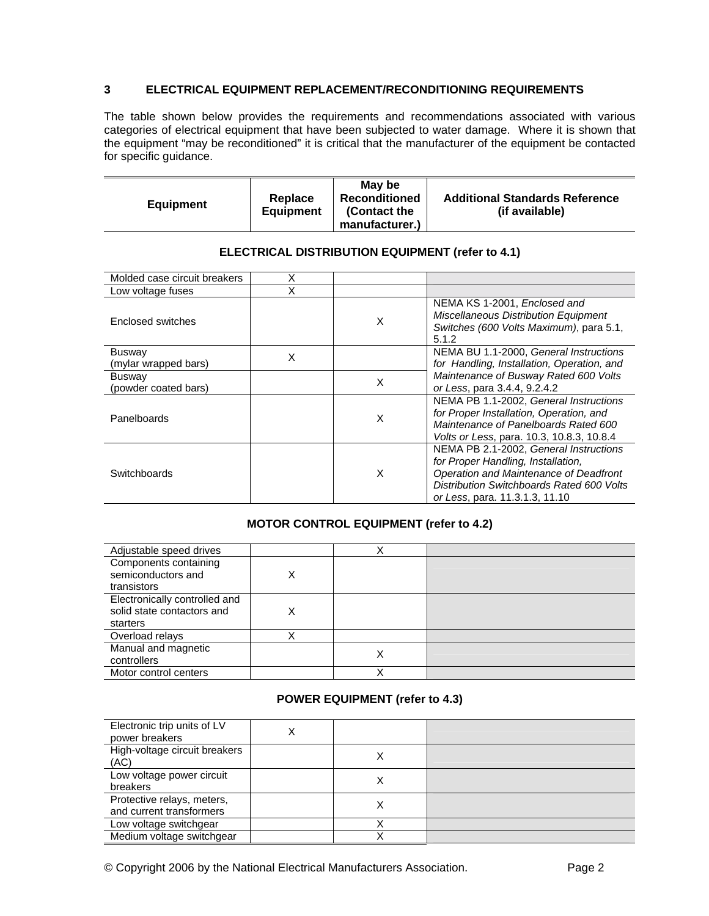## 3 ELECTRICAL EQUIPMENT REPLACEMENT/RECONDITIONING REQUIREMENTS

The table shown below provides the requirements and recommendations associated with various categories of electrical equipment that have been subjected to water damage. Where it is shown that the equipment "may be reconditioned" it is critical that the manufacturer of the equipment be contacted for specific guidance.

| Equipment | Replace Equipment | May be Reconditioned (Contact the manufacturer.) | Additional Standards Reference (if available) |
|---|---|---|---|
| **ELECTRICAL DISTRIBUTION EQUIPMENT (refer to 4.1)** | | | |
| Molded case circuit breakers | X | | |
| Low voltage fuses | X | | |
| Enclosed switches | | X | NEMA KS 1-2001, *Enclosed and Miscellaneous Distribution Equipment Switches (600 Volts Maximum)*, para 5.1, 5.1.2 |
| Busway (mylar wrapped bars) | X | | NEMA BU 1.1-2000, *General Instructions for Handling, Installation, Operation, and Maintenance of Busway Rated 600 Volts or Less*, para 3.4.4, 9.2.4.2 |
| Busway (powder coated bars) | | X | |
| Panelboards | | X | NEMA PB 1.1-2002, *General Instructions for Proper Installation, Operation, and Maintenance of Panelboards Rated 600 Volts or Less*, para. 10.3, 10.8.3, 10.8.4 |
| Switchboards | | X | NEMA PB 2.1-2002, *General Instructions for Proper Handling, Installation, Operation and Maintenance of Deadfront Distribution Switchboards Rated 600 Volts or Less*, para. 11.3.1.3, 11.10 |
| **MOTOR CONTROL EQUIPMENT (refer to 4.2)** | | | |
| Adjustable speed drives | | X | |
| Components containing semiconductors and transistors | X | | |
| Electronically controlled and solid state contactors and starters | X | | |
| Overload relays | X | | |
| Manual and magnetic controllers | | X | |
| Motor control centers | | X | |
| **POWER EQUIPMENT (refer to 4.3)** | | | |
| Electronic trip units of LV power breakers | X | | |
| High-voltage circuit breakers (AC) | | X | |
| Low voltage power circuit breakers | | X | |
| Protective relays, meters, and current transformers | | X | |
| Low voltage switchgear | | X | |
| Medium voltage switchgear | | X | |

© Copyright 2006 by the National Electrical Manufacturers Association.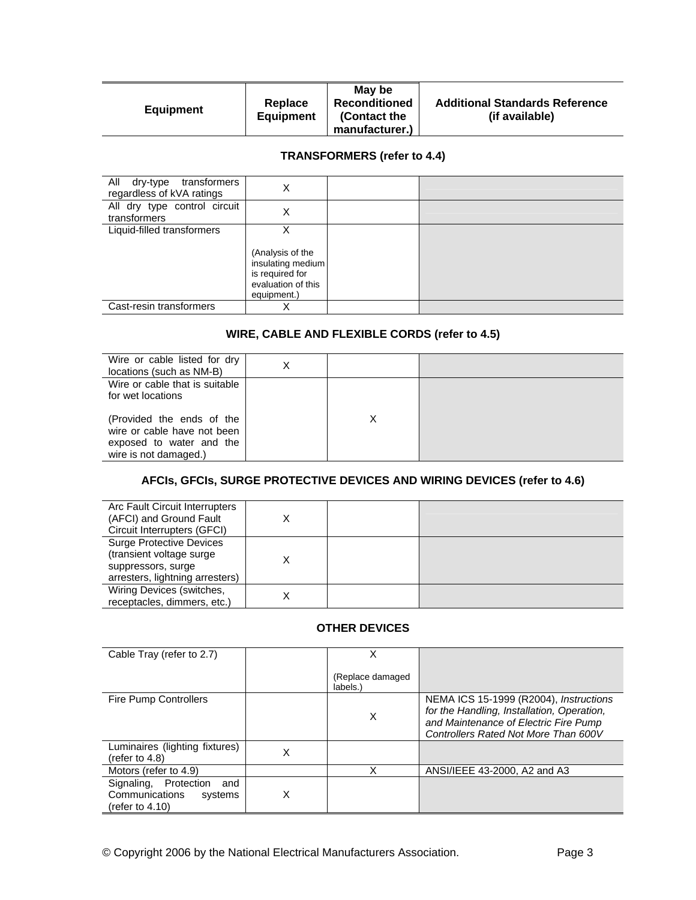| Equipment | Replace Equipment | May be Reconditioned (Contact the manufacturer.) | Additional Standards Reference (if available) |
|---|---|---|---|
| **TRANSFORMERS (refer to 4.4)** | | | |
| All dry-type transformers regardless of kVA ratings | X | | |
| All dry type control circuit transformers | X | | |
| Liquid-filled transformers | X (Analysis of the insulating medium is required for evaluation of this equipment.) | | |
| Cast-resin transformers | X | | |
| **WIRE, CABLE AND FLEXIBLE CORDS (refer to 4.5)** | | | |
| Wire or cable listed for dry locations (such as NM-B) | X | | |
| Wire or cable that is suitable for wet locations (Provided the ends of the wire or cable have not been exposed to water and the wire is not damaged.) | | X | |
| **AFCIs, GFCIs, SURGE PROTECTIVE DEVICES AND WIRING DEVICES (refer to 4.6)** | | | |
| Arc Fault Circuit Interrupters (AFCI) and Ground Fault Circuit Interrupters (GFCI) | X | | |
| Surge Protective Devices (transient voltage surge suppressors, surge arresters, lightning arresters) | X | | |
| Wiring Devices (switches, receptacles, dimmers, etc.) | X | | |
| **OTHER DEVICES** | | | |
| Cable Tray (refer to 2.7) | | X (Replace damaged labels.) | |
| Fire Pump Controllers | | X | NEMA ICS 15-1999 (R2004), *Instructions for the Handling, Installation, Operation, and Maintenance of Electric Fire Pump Controllers Rated Not More Than 600V* |
| Luminaires (lighting fixtures) (refer to 4.8) | X | | |
| Motors (refer to 4.9) | | X | ANSI/IEEE 43-2000, A2 and A3 |
| Signaling, Protection and Communications systems (refer to 4.10) | X | | |

© Copyright 2006 by the National Electrical Manufacturers Association.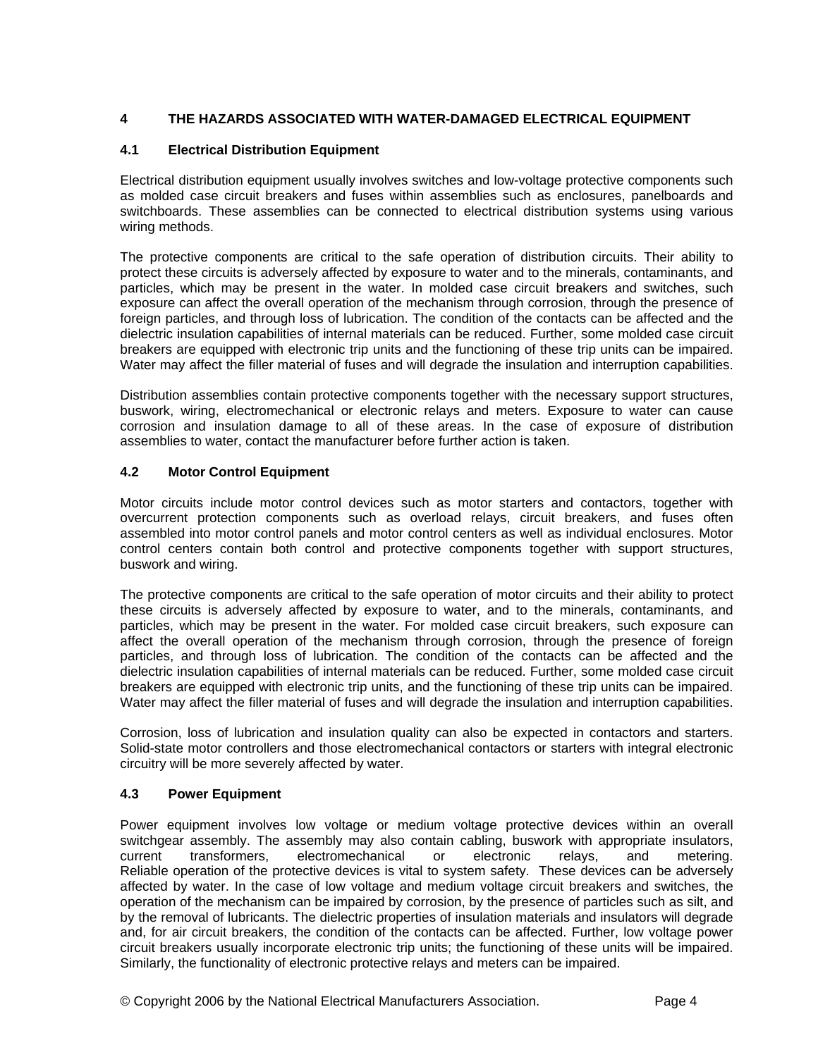## 4 THE HAZARDS ASSOCIATED WITH WATER-DAMAGED ELECTRICAL EQUIPMENT

### 4.1 Electrical Distribution Equipment

Electrical distribution equipment usually involves switches and low-voltage protective components such as molded case circuit breakers and fuses within assemblies such as enclosures, panelboards and switchboards. These assemblies can be connected to electrical distribution systems using various wiring methods.

The protective components are critical to the safe operation of distribution circuits. Their ability to protect these circuits is adversely affected by exposure to water and to the minerals, contaminants, and particles, which may be present in the water. In molded case circuit breakers and switches, such exposure can affect the overall operation of the mechanism through corrosion, through the presence of foreign particles, and through loss of lubrication. The condition of the contacts can be affected and the dielectric insulation capabilities of internal materials can be reduced. Further, some molded case circuit breakers are equipped with electronic trip units and the functioning of these trip units can be impaired. Water may affect the filler material of fuses and will degrade the insulation and interruption capabilities.

Distribution assemblies contain protective components together with the necessary support structures, buswork, wiring, electromechanical or electronic relays and meters. Exposure to water can cause corrosion and insulation damage to all of these areas. In the case of exposure of distribution assemblies to water, contact the manufacturer before further action is taken.

### 4.2 Motor Control Equipment

Motor circuits include motor control devices such as motor starters and contactors, together with overcurrent protection components such as overload relays, circuit breakers, and fuses often assembled into motor control panels and motor control centers as well as individual enclosures. Motor control centers contain both control and protective components together with support structures, buswork and wiring.

The protective components are critical to the safe operation of motor circuits and their ability to protect these circuits is adversely affected by exposure to water, and to the minerals, contaminants, and particles, which may be present in the water. For molded case circuit breakers, such exposure can affect the overall operation of the mechanism through corrosion, through the presence of foreign particles, and through loss of lubrication. The condition of the contacts can be affected and the dielectric insulation capabilities of internal materials can be reduced. Further, some molded case circuit breakers are equipped with electronic trip units, and the functioning of these trip units can be impaired. Water may affect the filler material of fuses and will degrade the insulation and interruption capabilities.

Corrosion, loss of lubrication and insulation quality can also be expected in contactors and starters. Solid-state motor controllers and those electromechanical contactors or starters with integral electronic circuitry will be more severely affected by water.

### 4.3 Power Equipment

Power equipment involves low voltage or medium voltage protective devices within an overall switchgear assembly. The assembly may also contain cabling, buswork with appropriate insulators, current transformers, electromechanical or electronic relays, and metering. Reliable operation of the protective devices is vital to system safety. These devices can be adversely affected by water. In the case of low voltage and medium voltage circuit breakers and switches, the operation of the mechanism can be impaired by corrosion, by the presence of particles such as silt, and by the removal of lubricants. The dielectric properties of insulation materials and insulators will degrade and, for air circuit breakers, the condition of the contacts can be affected. Further, low voltage power circuit breakers usually incorporate electronic trip units; the functioning of these units will be impaired. Similarly, the functionality of electronic protective relays and meters can be impaired.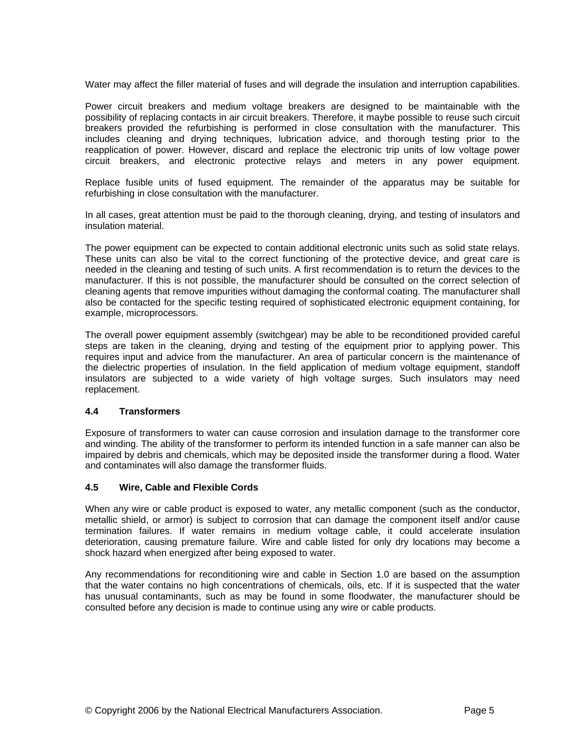Water may affect the filler material of fuses and will degrade the insulation and interruption capabilities.

Power circuit breakers and medium voltage breakers are designed to be maintainable with the possibility of replacing contacts in air circuit breakers. Therefore, it maybe possible to reuse such circuit breakers provided the refurbishing is performed in close consultation with the manufacturer. This includes cleaning and drying techniques, lubrication advice, and thorough testing prior to the reapplication of power. However, discard and replace the electronic trip units of low voltage power circuit breakers, and electronic protective relays and meters in any power equipment.

Replace fusible units of fused equipment. The remainder of the apparatus may be suitable for refurbishing in close consultation with the manufacturer.

In all cases, great attention must be paid to the thorough cleaning, drying, and testing of insulators and insulation material.

The power equipment can be expected to contain additional electronic units such as solid state relays. These units can also be vital to the correct functioning of the protective device, and great care is needed in the cleaning and testing of such units. A first recommendation is to return the devices to the manufacturer. If this is not possible, the manufacturer should be consulted on the correct selection of cleaning agents that remove impurities without damaging the conformal coating. The manufacturer shall also be contacted for the specific testing required of sophisticated electronic equipment containing, for example, microprocessors.

The overall power equipment assembly (switchgear) may be able to be reconditioned provided careful steps are taken in the cleaning, drying and testing of the equipment prior to applying power. This requires input and advice from the manufacturer. An area of particular concern is the maintenance of the dielectric properties of insulation. In the field application of medium voltage equipment, standoff insulators are subjected to a wide variety of high voltage surges. Such insulators may need replacement.

### 4.4 Transformers

Exposure of transformers to water can cause corrosion and insulation damage to the transformer core and winding. The ability of the transformer to perform its intended function in a safe manner can also be impaired by debris and chemicals, which may be deposited inside the transformer during a flood. Water and contaminates will also damage the transformer fluids.

### 4.5 Wire, Cable and Flexible Cords

When any wire or cable product is exposed to water, any metallic component (such as the conductor, metallic shield, or armor) is subject to corrosion that can damage the component itself and/or cause termination failures. If water remains in medium voltage cable, it could accelerate insulation deterioration, causing premature failure. Wire and cable listed for only dry locations may become a shock hazard when energized after being exposed to water.

Any recommendations for reconditioning wire and cable in Section 1.0 are based on the assumption that the water contains no high concentrations of chemicals, oils, etc. If it is suspected that the water has unusual contaminants, such as may be found in some floodwater, the manufacturer should be consulted before any decision is made to continue using any wire or cable products.

© Copyright 2006 by the National Electrical Manufacturers Association.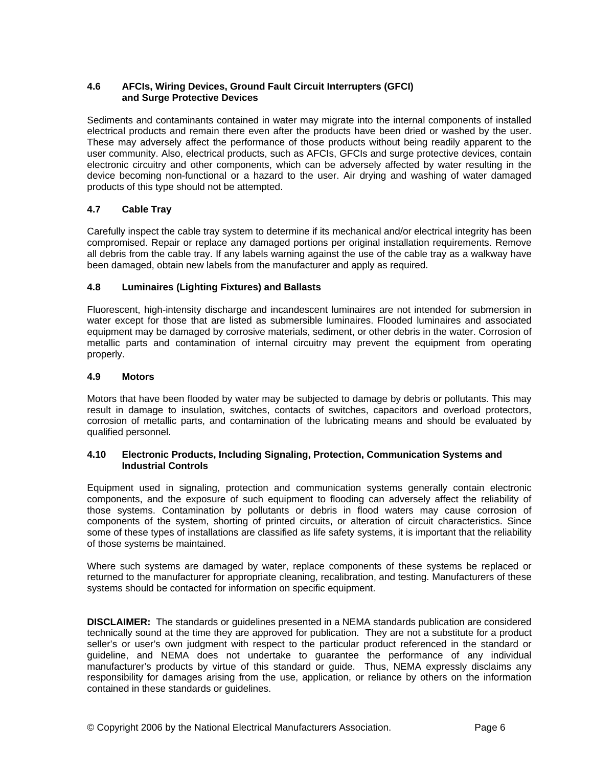### 4.6 AFCIs, Wiring Devices, Ground Fault Circuit Interrupters (GFCI) and Surge Protective Devices

Sediments and contaminants contained in water may migrate into the internal components of installed electrical products and remain there even after the products have been dried or washed by the user. These may adversely affect the performance of those products without being readily apparent to the user community. Also, electrical products, such as AFCIs, GFCIs and surge protective devices, contain electronic circuitry and other components, which can be adversely affected by water resulting in the device becoming non-functional or a hazard to the user. Air drying and washing of water damaged products of this type should not be attempted.

### 4.7 Cable Tray

Carefully inspect the cable tray system to determine if its mechanical and/or electrical integrity has been compromised. Repair or replace any damaged portions per original installation requirements. Remove all debris from the cable tray. If any labels warning against the use of the cable tray as a walkway have been damaged, obtain new labels from the manufacturer and apply as required.

### 4.8 Luminaires (Lighting Fixtures) and Ballasts

Fluorescent, high-intensity discharge and incandescent luminaires are not intended for submersion in water except for those that are listed as submersible luminaires. Flooded luminaires and associated equipment may be damaged by corrosive materials, sediment, or other debris in the water. Corrosion of metallic parts and contamination of internal circuitry may prevent the equipment from operating properly.

### 4.9 Motors

Motors that have been flooded by water may be subjected to damage by debris or pollutants. This may result in damage to insulation, switches, contacts of switches, capacitors and overload protectors, corrosion of metallic parts, and contamination of the lubricating means and should be evaluated by qualified personnel.

### 4.10 Electronic Products, Including Signaling, Protection, Communication Systems and Industrial Controls

Equipment used in signaling, protection and communication systems generally contain electronic components, and the exposure of such equipment to flooding can adversely affect the reliability of those systems. Contamination by pollutants or debris in flood waters may cause corrosion of components of the system, shorting of printed circuits, or alteration of circuit characteristics. Since some of these types of installations are classified as life safety systems, it is important that the reliability of those systems be maintained.

Where such systems are damaged by water, replace components of these systems be replaced or returned to the manufacturer for appropriate cleaning, recalibration, and testing. Manufacturers of these systems should be contacted for information on specific equipment.

**DISCLAIMER:** The standards or guidelines presented in a NEMA standards publication are considered technically sound at the time they are approved for publication. They are not a substitute for a product seller's or user's own judgment with respect to the particular product referenced in the standard or guideline, and NEMA does not undertake to guarantee the performance of any individual manufacturer's products by virtue of this standard or guide. Thus, NEMA expressly disclaims any responsibility for damages arising from the use, application, or reliance by others on the information contained in these standards or guidelines.

© Copyright 2006 by the National Electrical Manufacturers Association.